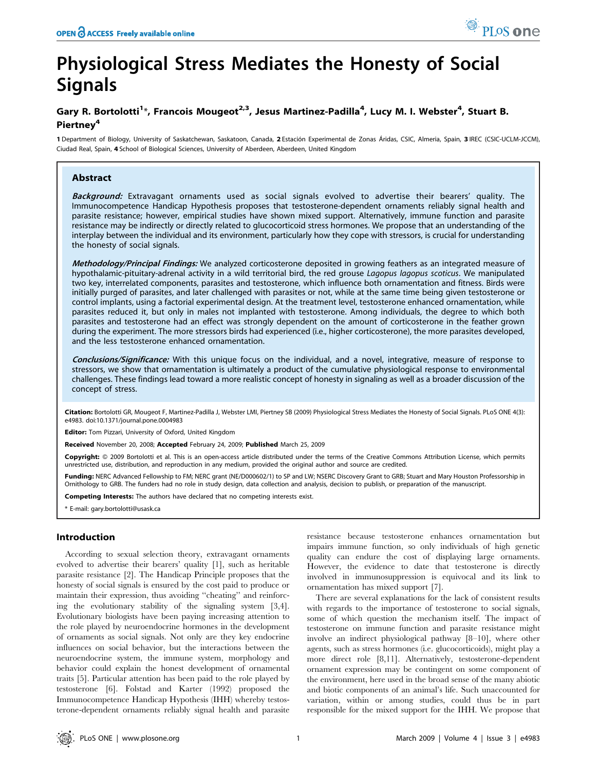# Physiological Stress Mediates the Honesty of Social Signals

**Gary R. Bortolotti[1]*, Francois Mougeot[2,3], Jesus Martinez-Padilla[4], Lucy M. I. Webster[4], Stuart B. Piertney[4]**

1 Department of Biology, University of Saskatchewan, Saskatoon, Canada, 2 Estación Experimental de Zonas Áridas, CSIC, Almeria, Spain, 3 IREC (CSIC-UCLM-JCCM), Ciudad Real, Spain, 4 School of Biological Sciences, University of Aberdeen, Aberdeen, United Kingdom

## Abstract

***Background:*** Extravagant ornaments used as social signals evolved to advertise their bearers' quality. The Immunocompetence Handicap Hypothesis proposes that testosterone-dependent ornaments reliably signal health and parasite resistance; however, empirical studies have shown mixed support. Alternatively, immune function and parasite resistance may be indirectly or directly related to glucocorticoid stress hormones. We propose that an understanding of the interplay between the individual and its environment, particularly how they cope with stressors, is crucial for understanding the honesty of social signals.

***Methodology/Principal Findings:*** We analyzed corticosterone deposited in growing feathers as an integrated measure of hypothalamic-pituitary-adrenal activity in a wild territorial bird, the red grouse *Lagopus lagopus scoticus*. We manipulated two key, interrelated components, parasites and testosterone, which influence both ornamentation and fitness. Birds were initially purged of parasites, and later challenged with parasites or not, while at the same time being given testosterone or control implants, using a factorial experimental design. At the treatment level, testosterone enhanced ornamentation, while parasites reduced it, but only in males not implanted with testosterone. Among individuals, the degree to which both parasites and testosterone had an effect was strongly dependent on the amount of corticosterone in the feather grown during the experiment. The more stressors birds had experienced (i.e., higher corticosterone), the more parasites developed, and the less testosterone enhanced ornamentation.

***Conclusions/Significance:*** With this unique focus on the individual, and a novel, integrative, measure of response to stressors, we show that ornamentation is ultimately a product of the cumulative physiological response to environmental challenges. These findings lead toward a more realistic concept of honesty in signaling as well as a broader discussion of the concept of stress.

**Citation:** Bortolotti GR, Mougeot F, Martinez-Padilla J, Webster LMI, Piertney SB (2009) Physiological Stress Mediates the Honesty of Social Signals. PLoS ONE 4(3): e4983. doi:10.1371/journal.pone.0004983

**Editor:** Tom Pizzari, University of Oxford, United Kingdom

**Received** November 20, 2008; **Accepted** February 24, 2009; **Published** March 25, 2009

**Copyright:** © 2009 Bortolotti et al. This is an open-access article distributed under the terms of the Creative Commons Attribution License, which permits unrestricted use, distribution, and reproduction in any medium, provided the original author and source are credited.

**Funding:** NERC Advanced Fellowship to FM; NERC grant (NE/D000602/1) to SP and LW; NSERC Discovery Grant to GRB; Stuart and Mary Houston Professorship in Ornithology to GRB. The funders had no role in study design, data collection and analysis, decision to publish, or preparation of the manuscript.

**Competing Interests:** The authors have declared that no competing interests exist.

* E-mail: gary.bortolotti@usask.ca

## Introduction

According to sexual selection theory, extravagant ornaments evolved to advertise their bearers' quality [1], such as heritable parasite resistance [2]. The Handicap Principle proposes that the honesty of social signals is ensured by the cost paid to produce or maintain their expression, thus avoiding "cheating" and reinforcing the evolutionary stability of the signaling system [3,4]. Evolutionary biologists have been paying increasing attention to the role played by neuroendocrine hormones in the development of ornaments as social signals. Not only are they key endocrine influences on social behavior, but the interactions between the neuroendocrine system, the immune system, morphology and behavior could explain the honest development of ornamental traits [5]. Particular attention has been paid to the role played by testosterone [6]. Folstad and Karter (1992) proposed the Immunocompetence Handicap Hypothesis (IHH) whereby testosterone-dependent ornaments reliably signal health and parasite resistance because testosterone enhances ornamentation but impairs immune function, so only individuals of high genetic quality can endure the cost of displaying large ornaments. However, the evidence to date that testosterone is directly involved in immunosuppression is equivocal and its link to ornamentation has mixed support [7].

There are several explanations for the lack of consistent results with regards to the importance of testosterone to social signals, some of which question the mechanism itself. The impact of testosterone on immune function and parasite resistance might involve an indirect physiological pathway [8–10], where other agents, such as stress hormones (i.e. glucocorticoids), might play a more direct role [8,11]. Alternatively, testosterone-dependent ornament expression may be contingent on some component of the environment, here used in the broad sense of the many abiotic and biotic components of an animal's life. Such unaccounted for variation, within or among studies, could thus be in part responsible for the mixed support for the IHH. We propose that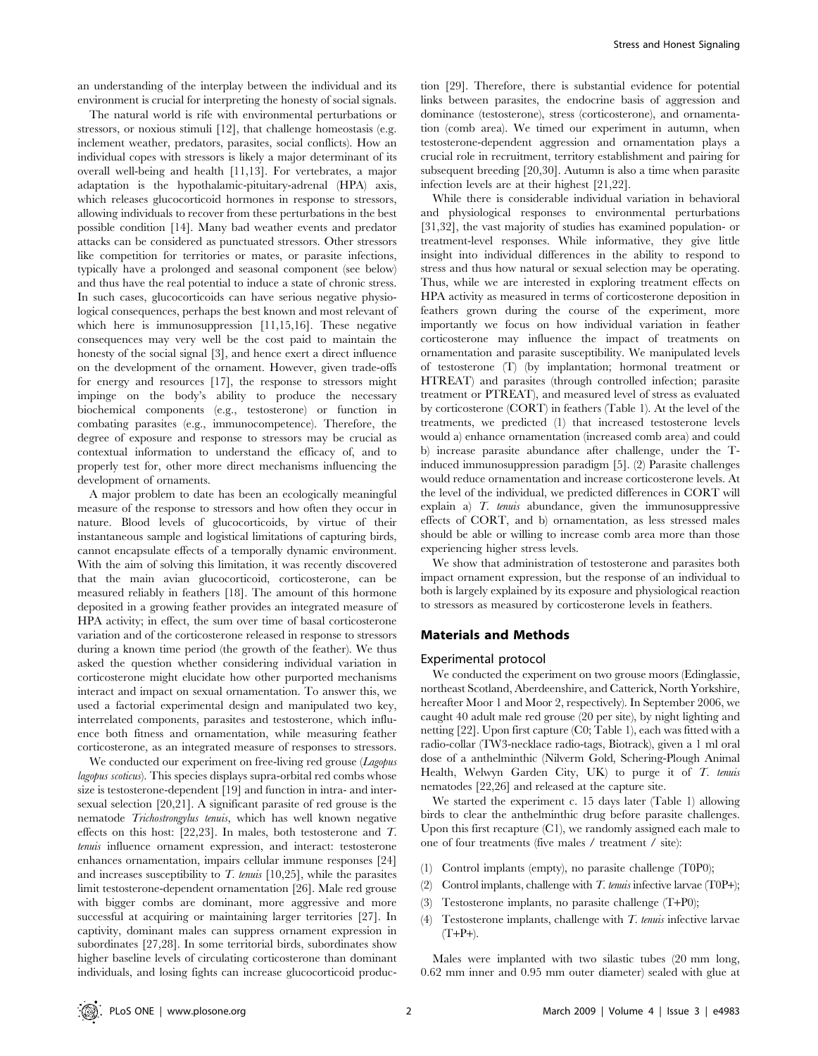an understanding of the interplay between the individual and its environment is crucial for interpreting the honesty of social signals.

The natural world is rife with environmental perturbations or stressors, or noxious stimuli [12], that challenge homeostasis (e.g. inclement weather, predators, parasites, social conflicts). How an individual copes with stressors is likely a major determinant of its overall well-being and health [11,13]. For vertebrates, a major adaptation is the hypothalamic-pituitary-adrenal (HPA) axis, which releases glucocorticoid hormones in response to stressors, allowing individuals to recover from these perturbations in the best possible condition [14]. Many bad weather events and predator attacks can be considered as punctuated stressors. Other stressors like competition for territories or mates, or parasite infections, typically have a prolonged and seasonal component (see below) and thus have the real potential to induce a state of chronic stress. In such cases, glucocorticoids can have serious negative physiological consequences, perhaps the best known and most relevant of which here is immunosuppression [11,15,16]. These negative consequences may very well be the cost paid to maintain the honesty of the social signal [3], and hence exert a direct influence on the development of the ornament. However, given trade-offs for energy and resources [17], the response to stressors might impinge on the body's ability to produce the necessary biochemical components (e.g., testosterone) or function in combating parasites (e.g., immunocompetence). Therefore, the degree of exposure and response to stressors may be crucial as contextual information to understand the efficacy of, and to properly test for, other more direct mechanisms influencing the development of ornaments.

A major problem to date has been an ecologically meaningful measure of the response to stressors and how often they occur in nature. Blood levels of glucocorticoids, by virtue of their instantaneous sample and logistical limitations of capturing birds, cannot encapsulate effects of a temporally dynamic environment. With the aim of solving this limitation, it was recently discovered that the main avian glucocorticoid, corticosterone, can be measured reliably in feathers [18]. The amount of this hormone deposited in a growing feather provides an integrated measure of HPA activity; in effect, the sum over time of basal corticosterone variation and of the corticosterone released in response to stressors during a known time period (the growth of the feather). We thus asked the question whether considering individual variation in corticosterone might elucidate how other purported mechanisms interact and impact on sexual ornamentation. To answer this, we used a factorial experimental design and manipulated two key, interrelated components, parasites and testosterone, which influence both fitness and ornamentation, while measuring feather corticosterone, as an integrated measure of responses to stressors.

We conducted our experiment on free-living red grouse (*Lagopus lagopus scoticus*). This species displays supra-orbital red combs whose size is testosterone-dependent [19] and function in intra- and intersexual selection [20,21]. A significant parasite of red grouse is the nematode *Trichostrongylus tenuis*, which has well known negative effects on this host: [22,23]. In males, both testosterone and *T. tenuis* influence ornament expression, and interact: testosterone enhances ornamentation, impairs cellular immune responses [24] and increases susceptibility to *T. tenuis* [10,25], while the parasites limit testosterone-dependent ornamentation [26]. Male red grouse with bigger combs are dominant, more aggressive and more successful at acquiring or maintaining larger territories [27]. In captivity, dominant males can suppress ornament expression in subordinates [27,28]. In some territorial birds, subordinates show higher baseline levels of circulating corticosterone than dominant individuals, and losing fights can increase glucocorticoid production [29]. Therefore, there is substantial evidence for potential links between parasites, the endocrine basis of aggression and dominance (testosterone), stress (corticosterone), and ornamentation (comb area). We timed our experiment in autumn, when testosterone-dependent aggression and ornamentation plays a crucial role in recruitment, territory establishment and pairing for subsequent breeding [20,30]. Autumn is also a time when parasite infection levels are at their highest [21,22].

While there is considerable individual variation in behavioral and physiological responses to environmental perturbations [31,32], the vast majority of studies has examined population- or treatment-level responses. While informative, they give little insight into individual differences in the ability to respond to stress and thus how natural or sexual selection may be operating. Thus, while we are interested in exploring treatment effects on HPA activity as measured in terms of corticosterone deposition in feathers grown during the course of the experiment, more importantly we focus on how individual variation in feather corticosterone may influence the impact of treatments on ornamentation and parasite susceptibility. We manipulated levels of testosterone (T) (by implantation; hormonal treatment or HTREAT) and parasites (through controlled infection; parasite treatment or PTREAT), and measured level of stress as evaluated by corticosterone (CORT) in feathers (Table 1). At the level of the treatments, we predicted (1) that increased testosterone levels would a) enhance ornamentation (increased comb area) and could b) increase parasite abundance after challenge, under the T-induced immunosuppression paradigm [5]. (2) Parasite challenges would reduce ornamentation and increase corticosterone levels. At the level of the individual, we predicted differences in CORT will explain a) *T. tenuis* abundance, given the immunosuppressive effects of CORT, and b) ornamentation, as less stressed males should be able or willing to increase comb area more than those experiencing higher stress levels.

We show that administration of testosterone and parasites both impact ornament expression, but the response of an individual to both is largely explained by its exposure and physiological reaction to stressors as measured by corticosterone levels in feathers.

## Materials and Methods

### Experimental protocol

We conducted the experiment on two grouse moors (Edinglassie, northeast Scotland, Aberdeenshire, and Catterick, North Yorkshire, hereafter Moor 1 and Moor 2, respectively). In September 2006, we caught 40 adult male red grouse (20 per site), by night lighting and netting [22]. Upon first capture (C0; Table 1), each was fitted with a radio-collar (TW3-necklace radio-tags, Biotrack), given a 1 ml oral dose of a anthelminthic (Nilverm Gold, Schering-Plough Animal Health, Welwyn Garden City, UK) to purge it of *T. tenuis* nematodes [22,26] and released at the capture site.

We started the experiment c. 15 days later (Table 1) allowing birds to clear the anthelminthic drug before parasite challenges. Upon this first recapture (C1), we randomly assigned each male to one of four treatments (five males / treatment / site):

1. Control implants (empty), no parasite challenge (T0P0);
2. Control implants, challenge with *T. tenuis* infective larvae (T0P+);
3. Testosterone implants, no parasite challenge (T+P0);
4. Testosterone implants, challenge with *T. tenuis* infective larvae (T+P+).

Males were implanted with two silastic tubes (20 mm long, 0.62 mm inner and 0.95 mm outer diameter) sealed with glue at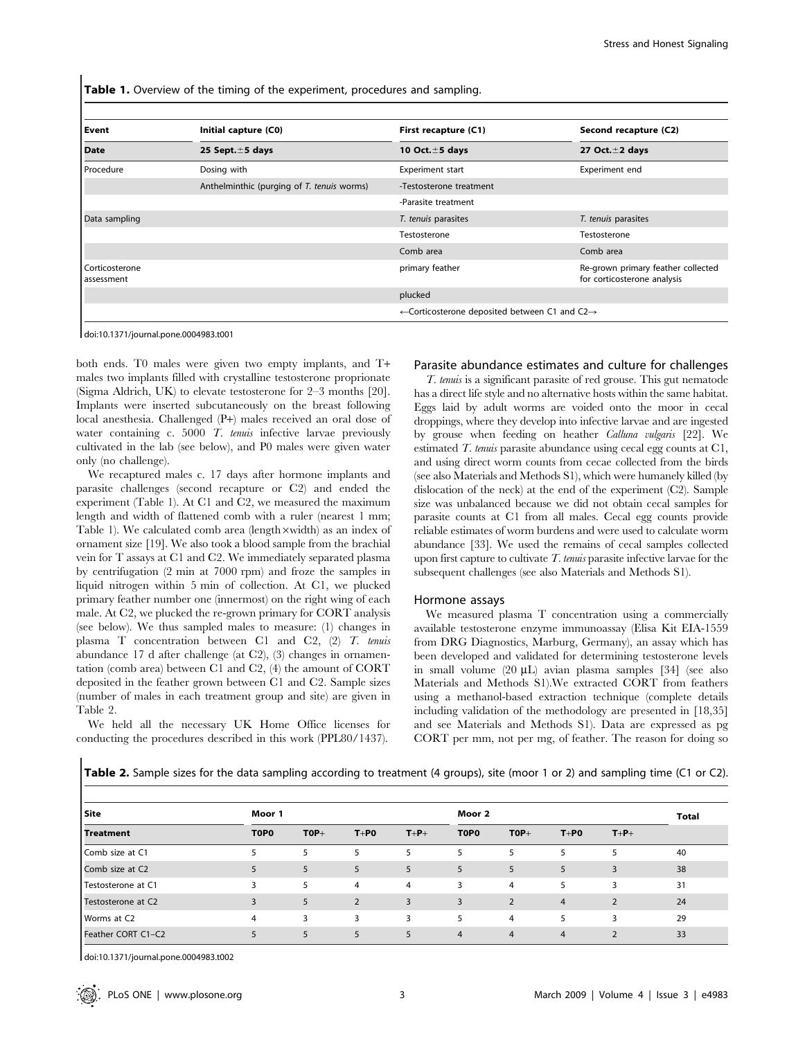**Table 1.** Overview of the timing of the experiment, procedures and sampling.

| Event | Initial capture (C0) | First recapture (C1) | Second recapture (C2) |
|---|---|---|---|
| **Date** | **25 Sept.±5 days** | **10 Oct.±5 days** | **27 Oct.±2 days** |
| Procedure | Dosing with | Experiment start | Experiment end |
| | Anthelminthic (purging of *T. tenuis* worms) | -Testosterone treatment | |
| | | -Parasite treatment | |
| Data sampling | | *T. tenuis* parasites | *T. tenuis* parasites |
| | | Testosterone | Testosterone |
| | | Comb area | Comb area |
| Corticosterone assessment | | primary feather | Re-grown primary feather collected for corticosterone analysis |
| | | plucked | |
| | | ←Corticosterone deposited between C1 and C2→ | |

doi:10.1371/journal.pone.0004983.t001

both ends. T0 males were given two empty implants, and T+ males two implants filled with crystalline testosterone proprionate (Sigma Aldrich, UK) to elevate testosterone for 2–3 months [20]. Implants were inserted subcutaneously on the breast following local anesthesia. Challenged (P+) males received an oral dose of water containing c. 5000 *T. tenuis* infective larvae previously cultivated in the lab (see below), and P0 males were given water only (no challenge).

We recaptured males c. 17 days after hormone implants and parasite challenges (second recapture or C2) and ended the experiment (Table 1). At C1 and C2, we measured the maximum length and width of flattened comb with a ruler (nearest 1 mm; Table 1). We calculated comb area (length×width) as an index of ornament size [19]. We also took a blood sample from the brachial vein for T assays at C1 and C2. We immediately separated plasma by centrifugation (2 min at 7000 rpm) and froze the samples in liquid nitrogen within 5 min of collection. At C1, we plucked primary feather number one (innermost) on the right wing of each male. At C2, we plucked the re-grown primary for CORT analysis (see below). We thus sampled males to measure: (1) changes in plasma T concentration between C1 and C2, (2) *T. tenuis* abundance 17 d after challenge (at C2), (3) changes in ornamentation (comb area) between C1 and C2, (4) the amount of CORT deposited in the feather grown between C1 and C2. Sample sizes (number of males in each treatment group and site) are given in Table 2.

We held all the necessary UK Home Office licenses for conducting the procedures described in this work (PPL80/1437).

### Parasite abundance estimates and culture for challenges

*T. tenuis* is a significant parasite of red grouse. This gut nematode has a direct life style and no alternative hosts within the same habitat. Eggs laid by adult worms are voided onto the moor in cecal droppings, where they develop into infective larvae and are ingested by grouse when feeding on heather *Calluna vulgaris* [22]. We estimated *T. tenuis* parasite abundance using cecal egg counts at C1, and using direct worm counts from cecae collected from the birds (see also Materials and Methods S1), which were humanely killed (by dislocation of the neck) at the end of the experiment (C2). Sample size was unbalanced because we did not obtain cecal samples for parasite counts at C1 from all males. Cecal egg counts provide reliable estimates of worm burdens and were used to calculate worm abundance [33]. We used the remains of cecal samples collected upon first capture to cultivate *T. tenuis* parasite infective larvae for the subsequent challenges (see also Materials and Methods S1).

### Hormone assays

We measured plasma T concentration using a commercially available testosterone enzyme immunoassay (Elisa Kit EIA-1559 from DRG Diagnostics, Marburg, Germany), an assay which has been developed and validated for determining testosterone levels in small volume (20 µL) avian plasma samples [34] (see also Materials and Methods S1).We extracted CORT from feathers using a methanol-based extraction technique (complete details including validation of the methodology are presented in [18,35] and see Materials and Methods S1). Data are expressed as pg CORT per mm, not per mg, of feather. The reason for doing so

**Table 2.** Sample sizes for the data sampling according to treatment (4 groups), site (moor 1 or 2) and sampling time (C1 or C2).

| Site | Moor 1 | | | | Moor 2 | | | | Total |
|---|---|---|---|---|---|---|---|---|---|
| **Treatment** | **T0P0** | **T0P+** | **T+P0** | **T+P+** | **T0P0** | **T0P+** | **T+P0** | **T+P+** | |
| Comb size at C1 | 5 | 5 | 5 | 5 | 5 | 5 | 5 | 5 | 40 |
| Comb size at C2 | 5 | 5 | 5 | 5 | 5 | 5 | 5 | 3 | 38 |
| Testosterone at C1 | 3 | 5 | 4 | 4 | 3 | 4 | 5 | 3 | 31 |
| Testosterone at C2 | 3 | 5 | 2 | 3 | 3 | 2 | 4 | 2 | 24 |
| Worms at C2 | 4 | 3 | 3 | 3 | 5 | 4 | 5 | 3 | 29 |
| Feather CORT C1–C2 | 5 | 5 | 5 | 5 | 4 | 4 | 4 | 2 | 33 |

doi:10.1371/journal.pone.0004983.t002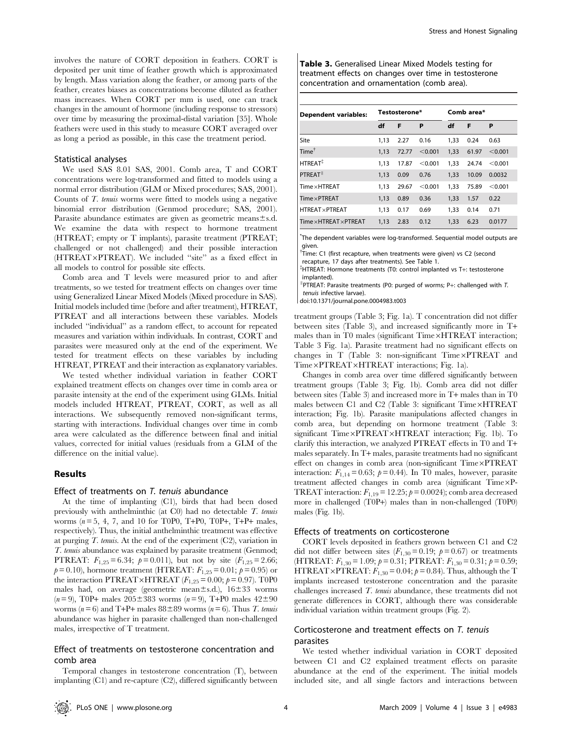involves the nature of CORT deposition in feathers. CORT is deposited per unit time of feather growth which is approximated by length. Mass variation along the feather, or among parts of the feather, creates biases as concentrations become diluted as feather mass increases. When CORT per mm is used, one can track changes in the amount of hormone (including response to stressors) over time by measuring the proximal-distal variation [35]. Whole feathers were used in this study to measure CORT averaged over as long a period as possible, in this case the treatment period.

### Statistical analyses

We used SAS 8.01 SAS, 2001. Comb area, T and CORT concentrations were log-transformed and fitted to models using a normal error distribution (GLM or Mixed procedures; SAS, 2001). Counts of *T. tenuis* worms were fitted to models using a negative binomial error distribution (Genmod procedure; SAS, 2001). Parasite abundance estimates are given as geometric means±s.d. We examine the data with respect to hormone treatment (HTREAT; empty or T implants), parasite treatment (PTREAT; challenged or not challenged) and their possible interaction (HTREAT×PTREAT). We included "site" as a fixed effect in all models to control for possible site effects.

Comb area and T levels were measured prior to and after treatments, so we tested for treatment effects on changes over time using Generalized Linear Mixed Models (Mixed procedure in SAS). Initial models included time (before and after treatment), HTREAT, PTREAT and all interactions between these variables. Models included "individual" as a random effect, to account for repeated measures and variation within individuals. In contrast, CORT and parasites were measured only at the end of the experiment. We tested for treatment effects on these variables by including HTREAT, PTREAT and their interaction as explanatory variables.

We tested whether individual variation in feather CORT explained treatment effects on changes over time in comb area or parasite intensity at the end of the experiment using GLMs. Initial models included HTREAT, PTREAT, CORT, as well as all interactions. We subsequently removed non-significant terms, starting with interactions. Individual changes over time in comb area were calculated as the difference between final and initial values, corrected for initial values (residuals from a GLM of the difference on the initial value).

## Results

### Effect of treatments on *T. tenuis* abundance

At the time of implanting (C1), birds that had been dosed previously with anthelminthic (at C0) had no detectable *T. tenuis* worms ($n = 5$, 4, 7, and 10 for T0P0, T+P0, T0P+, T+P+ males, respectively). Thus, the initial anthelminthic treatment was effective at purging *T. tenuis*. At the end of the experiment (C2), variation in *T. tenuis* abundance was explained by parasite treatment (Genmod; PTREAT: $F_{1,25} = 6.34$; $p = 0.011$), but not by site ($F_{1,25} = 2.66$; $p = 0.10$), hormone treatment (HTREAT: $F_{1,25} = 0.01$; $p = 0.95$) or the interaction PTREAT×HTREAT ($F_{1,25} = 0.00$; $p = 0.97$). T0P0 males had, on average (geometric mean±s.d.), 16±33 worms ($n = 9$), T0P+ males 205±383 worms ($n = 9$), T+P0 males 42±90 worms ($n = 6$) and T+P+ males 88±89 worms ($n = 6$). Thus *T. tenuis* abundance was higher in parasite challenged than non-challenged males, irrespective of T treatment.

### Effect of treatments on testosterone concentration and comb area

Temporal changes in testosterone concentration (T), between implanting (C1) and re-capture (C2), differed significantly between treatment groups (Table 3; Fig. 1a). T concentration did not differ between sites (Table 3), and increased significantly more in T+ males than in T0 males (significant Time×HTREAT interaction; Table 3 Fig. 1a). Parasite treatment had no significant effects on changes in T (Table 3: non-significant Time×PTREAT and Time×PTREAT×HTREAT interactions; Fig. 1a).

**Table 3.** Generalised Linear Mixed Models testing for treatment effects on changes over time in testosterone concentration and ornamentation (comb area).

| Dependent variables: | Testosterone* | | | Comb area* | | |
|---|---|---|---|---|---|---|
| | df | F | P | df | F | P |
| Site | 1,13 | 2.27 | 0.16 | 1,33 | 0.24 | 0.63 |
| Time[†] | 1,13 | 72.77 | <0.001 | 1,33 | 61.97 | <0.001 |
| HTREAT[‡] | 1,13 | 17.87 | <0.001 | 1,33 | 24.74 | <0.001 |
| PTREAT[‖] | 1,13 | 0.09 | 0.76 | 1,33 | 10.09 | 0.0032 |
| Time×HTREAT | 1,13 | 29.67 | <0.001 | 1,33 | 75.89 | <0.001 |
| Time×PTREAT | 1,13 | 0.89 | 0.36 | 1,33 | 1.57 | 0.22 |
| HTREAT×PTREAT | 1,13 | 0.17 | 0.69 | 1,33 | 0.14 | 0.71 |
| Time×HTREAT×PTREAT | 1,13 | 2.83 | 0.12 | 1,33 | 6.23 | 0.0177 |

*The dependent variables were log-transformed. Sequential model outputs are given.
†Time: C1 (first recapture, when treatments were given) vs C2 (second recapture, 17 days after treatments). See Table 1.
‡HTREAT: Hormone treatments (T0: control implanted vs T+: testosterone implanted).
‖PTREAT: Parasite treatments (P0: purged of worms; P+: challenged with *T. tenuis* infective larvae).
doi:10.1371/journal.pone.0004983.t003

Changes in comb area over time differed significantly between treatment groups (Table 3; Fig. 1b). Comb area did not differ between sites (Table 3) and increased more in T+ males than in T0 males between C1 and C2 (Table 3: significant Time×HTREAT interaction; Fig. 1b). Parasite manipulations affected changes in comb area, but depending on hormone treatment (Table 3: significant Time×PTREAT×HTREAT interaction; Fig. 1b). To clarify this interaction, we analyzed PTREAT effects in T0 and T+ males separately. In T+ males, parasite treatments had no significant effect on changes in comb area (non-significant Time×PTREAT interaction: $F_{1,14} = 0.63$; $p = 0.44$). In T0 males, however, parasite treatment affected changes in comb area (significant Time×PTREAT interaction: $F_{1,19} = 12.25$; $p = 0.0024$); comb area decreased more in challenged (T0P+) males than in non-challenged (T0P0) males (Fig. 1b).

### Effects of treatments on corticosterone

CORT levels deposited in feathers grown between C1 and C2 did not differ between sites ($F_{1,30} = 0.19$; $p = 0.67$) or treatments (HTREAT: $F_{1,30} = 1.09$; $p = 0.31$; PTREAT: $F_{1,30} = 0.31$; $p = 0.59$; HTREAT×PTREAT: $F_{1,30} = 0.04$; $p = 0.84$). Thus, although the T implants increased testosterone concentration and the parasite challenges increased *T. tenuis* abundance, these treatments did not generate differences in CORT, although there was considerable individual variation within treatment groups (Fig. 2).

### Corticosterone and treatment effects on *T. tenuis* parasites

We tested whether individual variation in CORT deposited between C1 and C2 explained treatment effects on parasite abundance at the end of the experiment. The initial models included site, and all single factors and interactions between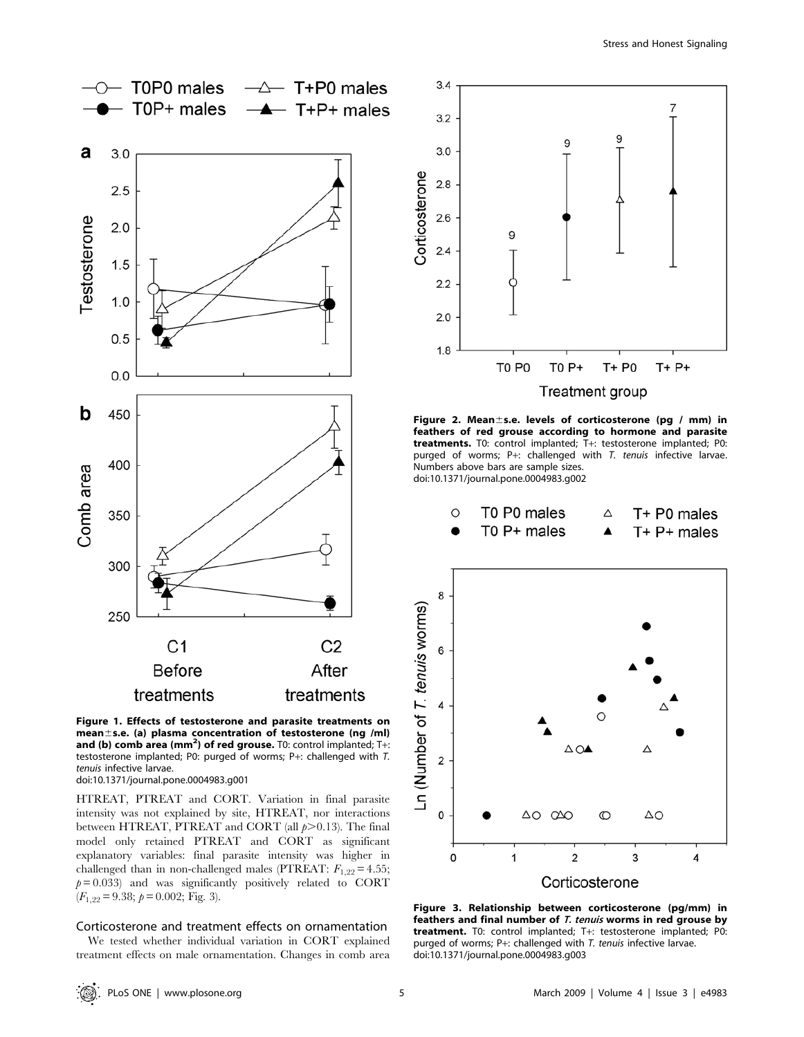Figure 1. Effects of testosterone and parasite treatments on mean±s.e. (a) plasma concentration of testosterone (ng /ml) and (b) comb area (mm$^2$) of red grouse. T0: control implanted; T+: testosterone implanted; P0: purged of worms; P+: challenged with *T. tenuis* infective larvae.
doi:10.1371/journal.pone.0004983.g001

HTREAT, PTREAT and CORT. Variation in final parasite intensity was not explained by site, HTREAT, nor interactions between HTREAT, PTREAT and CORT (all $p > 0.13$). The final model only retained PTREAT and CORT as significant explanatory variables: final parasite intensity was higher in challenged than in non-challenged males (PTREAT: $F_{1,22} = 4.55$; $p = 0.033$) and was significantly positively related to CORT ($F_{1,22} = 9.38$; $p = 0.002$; Fig. 3).

### Corticosterone and treatment effects on ornamentation

We tested whether individual variation in CORT explained treatment effects on male ornamentation. Changes in comb area

Figure 2. Mean±s.e. levels of corticosterone (pg / mm) in feathers of red grouse according to hormone and parasite treatments. T0: control implanted; T+: testosterone implanted; P0: purged of worms; P+: challenged with *T. tenuis* infective larvae. Numbers above bars are sample sizes.
doi:10.1371/journal.pone.0004983.g002

Figure 3. Relationship between corticosterone (pg/mm) in feathers and final number of *T. tenuis* worms in red grouse by treatment. T0: control implanted; T+: testosterone implanted; P0: purged of worms; P+: challenged with *T. tenuis* infective larvae.
doi:10.1371/journal.pone.0004983.g003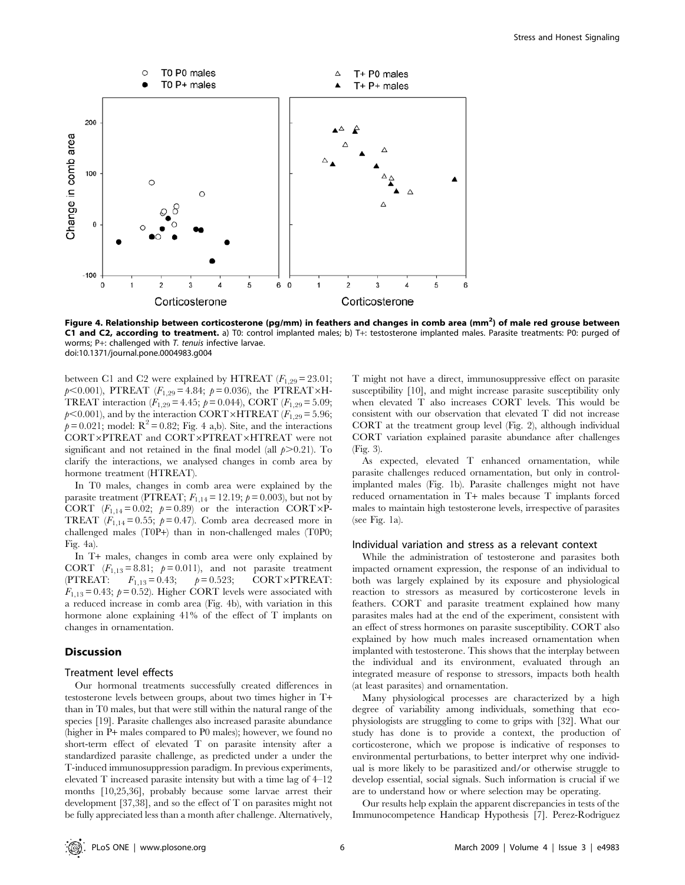**Figure 4. Relationship between corticosterone (pg/mm) in feathers and changes in comb area (mm$^2$) of male red grouse between C1 and C2, according to treatment.** a) T0: control implanted males; b) T+: testosterone implanted males. Parasite treatments: P0: purged of worms; P+: challenged with *T. tenuis* infective larvae.
doi:10.1371/journal.pone.0004983.g004

between C1 and C2 were explained by HTREAT ($F_{1,29} = 23.01$; $p < 0.001$), PTREAT ($F_{1,29} = 4.84$; $p = 0.036$), the PTREAT×HTREAT interaction ($F_{1,29} = 4.45$; $p = 0.044$), CORT ($F_{1,29} = 5.09$; $p < 0.001$), and by the interaction CORT×HTREAT ($F_{1,29} = 5.96$; $p = 0.021$; model: $R^2 = 0.82$; Fig. 4 a,b). Site, and the interactions CORT×PTREAT and CORT×PTREAT×HTREAT were not significant and not retained in the final model (all $p > 0.21$). To clarify the interactions, we analysed changes in comb area by hormone treatment (HTREAT).

In T0 males, changes in comb area were explained by the parasite treatment (PTREAT; $F_{1,14} = 12.19$; $p = 0.003$), but not by CORT ($F_{1,14} = 0.02$; $p = 0.89$) or the interaction CORT×PTREAT ($F_{1,14} = 0.55$; $p = 0.47$). Comb area decreased more in challenged males (T0P+) than in non-challenged males (T0P0; Fig. 4a).

In T+ males, changes in comb area were only explained by CORT ($F_{1,13} = 8.81$; $p = 0.011$), and not parasite treatment (PTREAT: $F_{1,13} = 0.43$; $p = 0.523$; CORT×PTREAT: $F_{1,13} = 0.43$; $p = 0.52$). Higher CORT levels were associated with a reduced increase in comb area (Fig. 4b), with variation in this hormone alone explaining 41% of the effect of T implants on changes in ornamentation.

## Discussion

### Treatment level effects

Our hormonal treatments successfully created differences in testosterone levels between groups, about two times higher in T+ than in T0 males, but that were still within the natural range of the species [19]. Parasite challenges also increased parasite abundance (higher in P+ males compared to P0 males); however, we found no short-term effect of elevated T on parasite intensity after a standardized parasite challenge, as predicted under a under the T-induced immunosuppression paradigm. In previous experiments, elevated T increased parasite intensity but with a time lag of 4–12 months [10,25,36], probably because some larvae arrest their development [37,38], and so the effect of T on parasites might not be fully appreciated less than a month after challenge. Alternatively, T might not have a direct, immunosuppressive effect on parasite susceptibility [10], and might increase parasite susceptibility only when elevated T also increases CORT levels. This would be consistent with our observation that elevated T did not increase CORT at the treatment group level (Fig. 2), although individual CORT variation explained parasite abundance after challenges (Fig. 3).

As expected, elevated T enhanced ornamentation, while parasite challenges reduced ornamentation, but only in control-implanted males (Fig. 1b). Parasite challenges might not have reduced ornamentation in T+ males because T implants forced males to maintain high testosterone levels, irrespective of parasites (see Fig. 1a).

### Individual variation and stress as a relevant context

While the administration of testosterone and parasites both impacted ornament expression, the response of an individual to both was largely explained by its exposure and physiological reaction to stressors as measured by corticosterone levels in feathers. CORT and parasite treatment explained how many parasites males had at the end of the experiment, consistent with an effect of stress hormones on parasite susceptibility. CORT also explained by how much males increased ornamentation when implanted with testosterone. This shows that the interplay between the individual and its environment, evaluated through an integrated measure of response to stressors, impacts both health (at least parasites) and ornamentation.

Many physiological processes are characterized by a high degree of variability among individuals, something that eco-physiologists are struggling to come to grips with [32]. What our study has done is to provide a context, the production of corticosterone, which we propose is indicative of responses to environmental perturbations, to better interpret why one individual is more likely to be parasitized and/or otherwise struggle to develop essential, social signals. Such information is crucial if we are to understand how or where selection may be operating.

Our results help explain the apparent discrepancies in tests of the Immunocompetence Handicap Hypothesis [7]. Perez-Rodriguez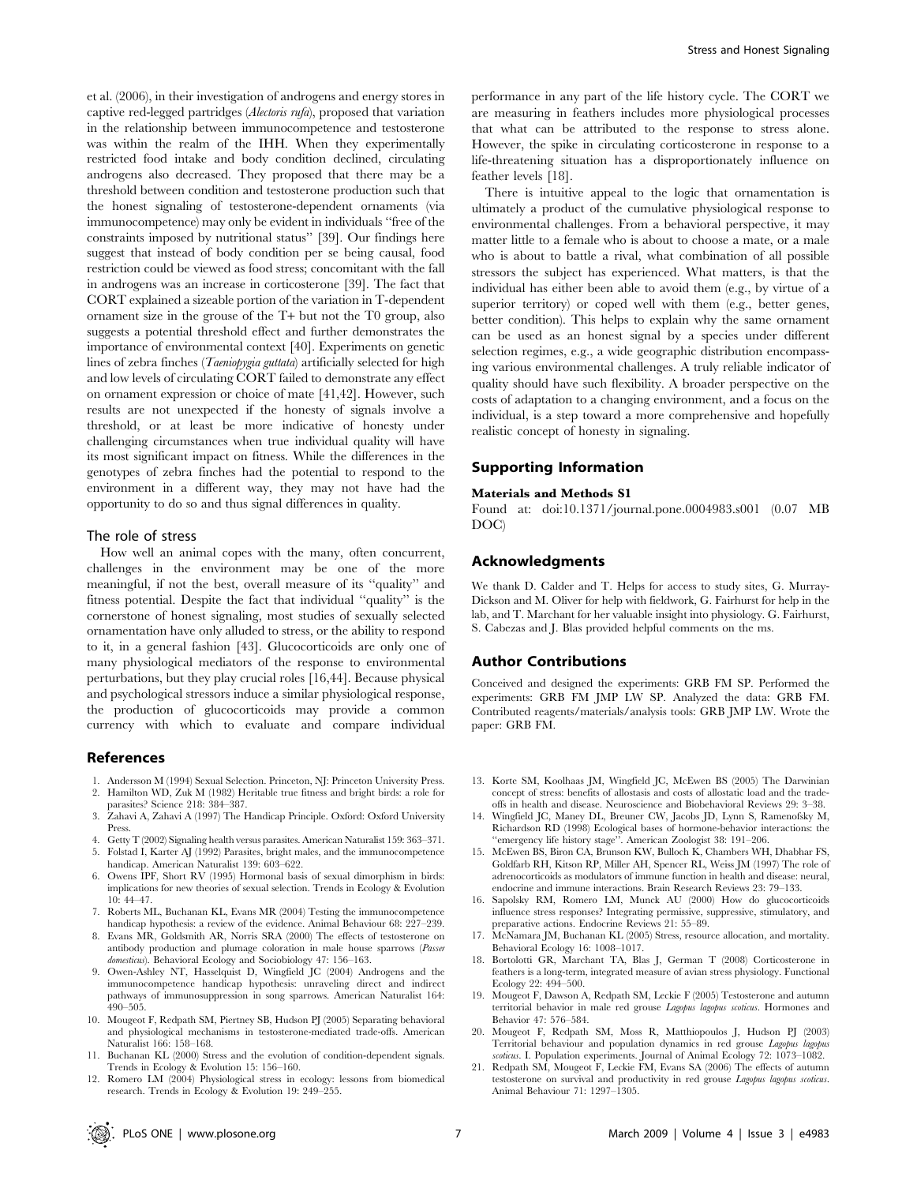et al. (2006), in their investigation of androgens and energy stores in captive red-legged partridges (*Alectoris rufa*), proposed that variation in the relationship between immunocompetence and testosterone was within the realm of the IHH. When they experimentally restricted food intake and body condition declined, circulating androgens also decreased. They proposed that there may be a threshold between condition and testosterone production such that the honest signaling of testosterone-dependent ornaments (via immunocompetence) may only be evident in individuals "free of the constraints imposed by nutritional status" [39]. Our findings here suggest that instead of body condition per se being causal, food restriction could be viewed as food stress; concomitant with the fall in androgens was an increase in corticosterone [39]. The fact that CORT explained a sizeable portion of the variation in T-dependent ornament size in the grouse of the T+ but not the T0 group, also suggests a potential threshold effect and further demonstrates the importance of environmental context [40]. Experiments on genetic lines of zebra finches (*Taeniopygia guttata*) artificially selected for high and low levels of circulating CORT failed to demonstrate any effect on ornament expression or choice of mate [41,42]. However, such results are not unexpected if the honesty of signals involve a threshold, or at least be more indicative of honesty under challenging circumstances when true individual quality will have its most significant impact on fitness. While the differences in the genotypes of zebra finches had the potential to respond to the environment in a different way, they may not have had the opportunity to do so and thus signal differences in quality.

### The role of stress

How well an animal copes with the many, often concurrent, challenges in the environment may be one of the more meaningful, if not the best, overall measure of its "quality" and fitness potential. Despite the fact that individual "quality" is the cornerstone of honest signaling, most studies of sexually selected ornamentation have only alluded to stress, or the ability to respond to it, in a general fashion [43]. Glucocorticoids are only one of many physiological mediators of the response to environmental perturbations, but they play crucial roles [16,44]. Because physical and psychological stressors induce a similar physiological response, the production of glucocorticoids may provide a common currency with which to evaluate and compare individual performance in any part of the life history cycle. The CORT we are measuring in feathers includes more physiological processes that what can be attributed to the response to stress alone. However, the spike in circulating corticosterone in response to a life-threatening situation has a disproportionately influence on feather levels [18].

There is intuitive appeal to the logic that ornamentation is ultimately a product of the cumulative physiological response to environmental challenges. From a behavioral perspective, it may matter little to a female who is about to choose a mate, or a male who is about to battle a rival, what combination of all possible stressors the subject has experienced. What matters, is that the individual has either been able to avoid them (e.g., by virtue of a superior territory) or coped well with them (e.g., better genes, better condition). This helps to explain why the same ornament can be used as an honest signal by a species under different selection regimes, e.g., a wide geographic distribution encompassing various environmental challenges. A truly reliable indicator of quality should have such flexibility. A broader perspective on the costs of adaptation to a changing environment, and a focus on the individual, is a step toward a more comprehensive and hopefully realistic concept of honesty in signaling.

## Supporting Information

**Materials and Methods S1**

Found at: doi:10.1371/journal.pone.0004983.s001 (0.07 MB DOC)

## Acknowledgments

We thank D. Calder and T. Helps for access to study sites, G. Murray-Dickson and M. Oliver for help with fieldwork, G. Fairhurst for help in the lab, and T. Marchant for her valuable insight into physiology. G. Fairhurst, S. Cabezas and J. Blas provided helpful comments on the ms.

## Author Contributions

Conceived and designed the experiments: GRB FM SP. Performed the experiments: GRB FM JMP LW SP. Analyzed the data: GRB FM. Contributed reagents/materials/analysis tools: GRB JMP LW. Wrote the paper: GRB FM.

## References

1. Andersson M (1994) Sexual Selection. Princeton, NJ: Princeton University Press.
2. Hamilton WD, Zuk M (1982) Heritable true fitness and bright birds: a role for parasites? Science 218: 384–387.
3. Zahavi A, Zahavi A (1997) The Handicap Principle. Oxford: Oxford University Press.
4. Getty T (2002) Signaling health versus parasites. American Naturalist 159: 363–371.
5. Folstad I, Karter AJ (1992) Parasites, bright males, and the immunocompetence handicap. American Naturalist 139: 603–622.
6. Owens IPF, Short RV (1995) Hormonal basis of sexual dimorphism in birds: implications for new theories of sexual selection. Trends in Ecology & Evolution 10: 44–47.
7. Roberts ML, Buchanan KL, Evans MR (2004) Testing the immunocompetence handicap hypothesis: a review of the evidence. Animal Behaviour 68: 227–239.
8. Evans MR, Goldsmith AR, Norris SRA (2000) The effects of testosterone on antibody production and plumage coloration in male house sparrows (*Passer domesticus*). Behavioral Ecology and Sociobiology 47: 156–163.
9. Owen-Ashley NT, Hasselquist D, Wingfield JC (2004) Androgens and the immunocompetence handicap hypothesis: unraveling direct and indirect pathways of immunosuppression in song sparrows. American Naturalist 164: 490–505.
10. Mougeot F, Redpath SM, Piertney SB, Hudson PJ (2005) Separating behavioral and physiological mechanisms in testosterone-mediated trade-offs. American Naturalist 166: 158–168.
11. Buchanan KL (2000) Stress and the evolution of condition-dependent signals. Trends in Ecology & Evolution 15: 156–160.
12. Romero LM (2004) Physiological stress in ecology: lessons from biomedical research. Trends in Ecology & Evolution 19: 249–255.
13. Korte SM, Koolhaas JM, Wingfield JC, McEwen BS (2005) The Darwinian concept of stress: benefits of allostasis and costs of allostatic load and the trade-offs in health and disease. Neuroscience and Biobehavioral Reviews 29: 3–38.
14. Wingfield JC, Maney DL, Breuner CW, Jacobs JD, Lynn S, Ramenofsky M, Richardson RD (1998) Ecological bases of hormone-behavior interactions: the "emergency life history stage". American Zoologist 38: 191–206.
15. McEwen BS, Biron CA, Brunson KW, Bulloch K, Chambers WH, Dhabhar FS, Goldfarb RH, Kitson RP, Miller AH, Spencer RL, Weiss JM (1997) The role of adrenocorticoids as modulators of immune function in health and disease: neural, endocrine and immune interactions. Brain Research Reviews 23: 79–133.
16. Sapolsky RM, Romero LM, Munck AU (2000) How do glucocorticoids influence stress responses? Integrating permissive, suppressive, stimulatory, and preparative actions. Endocrine Reviews 21: 55–89.
17. McNamara JM, Buchanan KL (2005) Stress, resource allocation, and mortality. Behavioral Ecology 16: 1008–1017.
18. Bortolotti GR, Marchant TA, Blas J, German T (2008) Corticosterone in feathers is a long-term, integrated measure of avian stress physiology. Functional Ecology 22: 494–500.
19. Mougeot F, Dawson A, Redpath SM, Leckie F (2005) Testosterone and autumn territorial behavior in male red grouse *Lagopus lagopus scoticus*. Hormones and Behavior 47: 576–584.
20. Mougeot F, Redpath SM, Moss R, Matthiopoulos J, Hudson PJ (2003) Territorial behaviour and population dynamics in red grouse *Lagopus lagopus scoticus*. I. Population experiments. Journal of Animal Ecology 72: 1073–1082.
21. Redpath SM, Mougeot F, Leckie FM, Evans SA (2006) The effects of autumn testosterone on survival and productivity in red grouse *Lagopus lagopus scoticus*. Animal Behaviour 71: 1297–1305.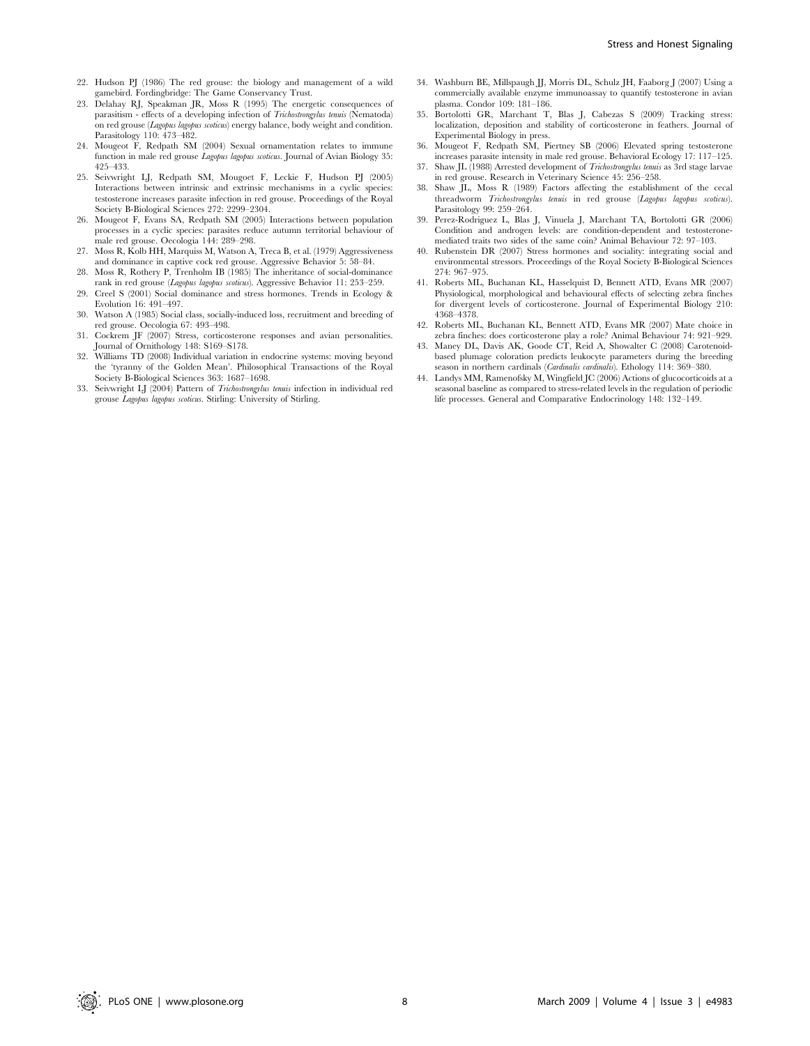22. Hudson PJ (1986) The red grouse: the biology and management of a wild gamebird. Fordingbridge: The Game Conservancy Trust.
23. Delahay RJ, Speakman JR, Moss R (1995) The energetic consequences of parasitism - effects of a developing infection of *Trichostrongylus tenuis* (Nematoda) on red grouse (*Lagopus lagopus scoticus*) energy balance, body weight and condition. Parasitology 110: 473–482.
24. Mougeot F, Redpath SM (2004) Sexual ornamentation relates to immune function in male red grouse *Lagopus lagopus scoticus*. Journal of Avian Biology 35: 425–433.
25. Seivwright LJ, Redpath SM, Mougeot F, Leckie F, Hudson PJ (2005) Interactions between intrinsic and extrinsic mechanisms in a cyclic species: testosterone increases parasite infection in red grouse. Proceedings of the Royal Society B-Biological Sciences 272: 2299–2304.
26. Mougeot F, Evans SA, Redpath SM (2005) Interactions between population processes in a cyclic species: parasites reduce autumn territorial behaviour of male red grouse. Oecologia 144: 289–298.
27. Moss R, Kolb HH, Marquiss M, Watson A, Treca B, et al. (1979) Aggressiveness and dominance in captive cock red grouse. Aggressive Behavior 5: 58–84.
28. Moss R, Rothery P, Trenholm IB (1985) The inheritance of social-dominance rank in red grouse (*Lagopus lagopus scoticus*). Aggressive Behavior 11: 253–259.
29. Creel S (2001) Social dominance and stress hormones. Trends in Ecology & Evolution 16: 491–497.
30. Watson A (1985) Social class, socially-induced loss, recruitment and breeding of red grouse. Oecologia 67: 493–498.
31. Cockrem JF (2007) Stress, corticosterone responses and avian personalities. Journal of Ornithology 148: S169–S178.
32. Williams TD (2008) Individual variation in endocrine systems: moving beyond the 'tyranny of the Golden Mean'. Philosophical Transactions of the Royal Society B-Biological Sciences 363: 1687–1698.
33. Seivwright LJ (2004) Pattern of *Trichostrongylus tenuis* infection in individual red grouse *Lagopus lagopus scoticus*. Stirling: University of Stirling.
34. Washburn BE, Millspaugh JJ, Morris DL, Schulz JH, Faaborg J (2007) Using a commercially available enzyme immunoassay to quantify testosterone in avian plasma. Condor 109: 181–186.
35. Bortolotti GR, Marchant T, Blas J, Cabezas S (2009) Tracking stress: localization, deposition and stability of corticosterone in feathers. Journal of Experimental Biology in press.
36. Mougeot F, Redpath SM, Piertney SB (2006) Elevated spring testosterone increases parasite intensity in male red grouse. Behavioral Ecology 17: 117–125.
37. Shaw JL (1988) Arrested development of *Trichostrongylus tenuis* as 3rd stage larvae in red grouse. Research in Veterinary Science 45: 256–258.
38. Shaw JL, Moss R (1989) Factors affecting the establishment of the cecal threadworm *Trichostrongylus tenuis* in red grouse (*Lagopus lagopus scoticus*). Parasitology 99: 259–264.
39. Perez-Rodriguez L, Blas J, Vinuela J, Marchant TA, Bortolotti GR (2006) Condition and androgen levels: are condition-dependent and testosterone-mediated traits two sides of the same coin? Animal Behaviour 72: 97–103.
40. Rubenstein DR (2007) Stress hormones and sociality: integrating social and environmental stressors. Proceedings of the Royal Society B-Biological Sciences 274: 967–975.
41. Roberts ML, Buchanan KL, Hasselquist D, Bennett ATD, Evans MR (2007) Physiological, morphological and behavioural effects of selecting zebra finches for divergent levels of corticosterone. Journal of Experimental Biology 210: 4368–4378.
42. Roberts ML, Buchanan KL, Bennett ATD, Evans MR (2007) Mate choice in zebra finches: does corticosterone play a role? Animal Behaviour 74: 921–929.
43. Maney DL, Davis AK, Goode CT, Reid A, Showalter C (2008) Carotenoid-based plumage coloration predicts leukocyte parameters during the breeding season in northern cardinals (*Cardinalis cardinalis*). Ethology 114: 369–380.
44. Landys MM, Ramenofsky M, Wingfield JC (2006) Actions of glucocorticoids at a seasonal baseline as compared to stress-related levels in the regulation of periodic life processes. General and Comparative Endocrinology 148: 132–149.